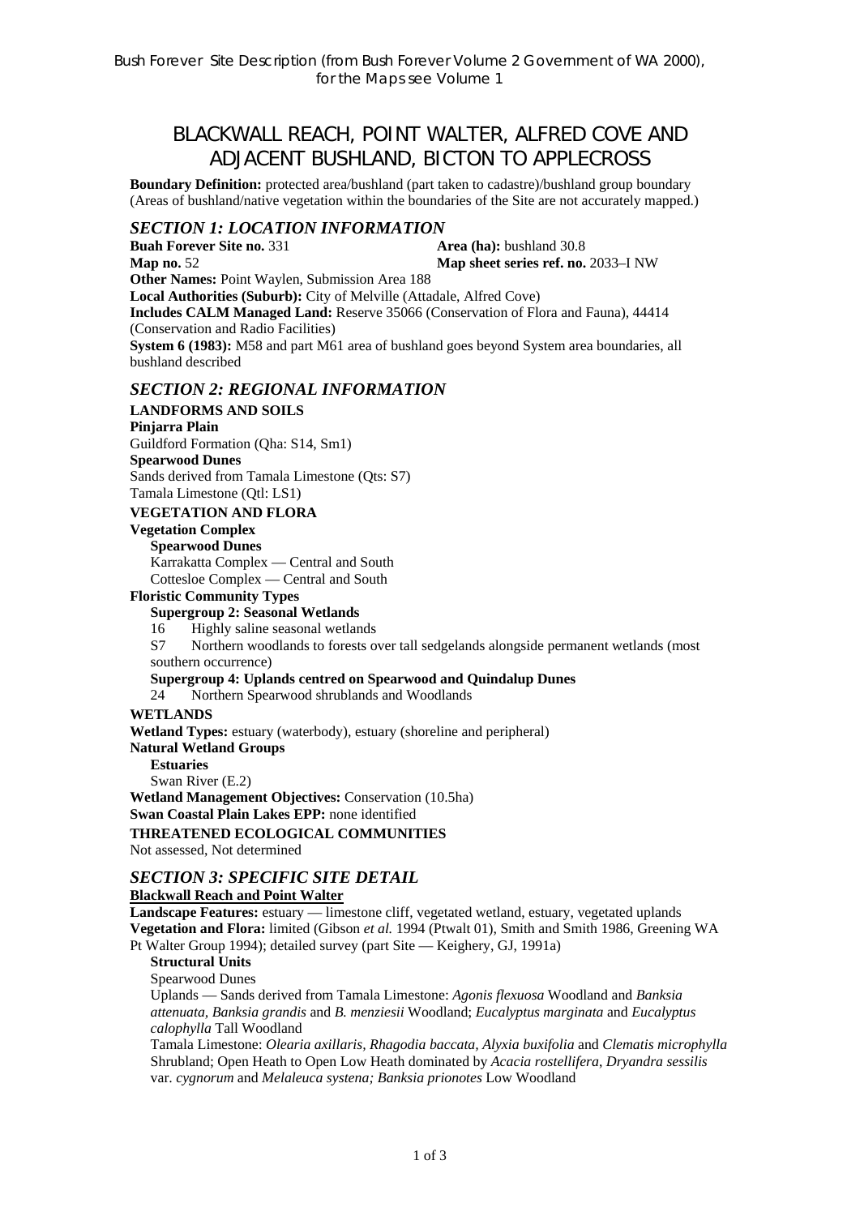Bush Forever Site Description (from Bush Forever Volume 2 Government of WA 2000), for the Maps see Volume 1

# BLACKWALL REACH, POINT WALTER, ALFRED COVE AND ADJACENT BUSHLAND, BICTON TO APPLECROSS

**Boundary Definition:** protected area/bushland (part taken to cadastre)/bushland group boundary (Areas of bushland/native vegetation within the boundaries of the Site are not accurately mapped.)

## *SECTION 1: LOCATION INFORMATION*

**Buah Forever Site no.** 331 **Area (ha):** bushland 30.8
**Map no.** 52 **Map sheet series ref. no.** 2033–I NW
**Other Names:** Point Waylen, Submission Area 188
**Local Authorities (Suburb):** City of Melville (Attadale, Alfred Cove)
**Includes CALM Managed Land:** Reserve 35066 (Conservation of Flora and Fauna), 44414 (Conservation and Radio Facilities)
**System 6 (1983):** M58 and part M61 area of bushland goes beyond System area boundaries, all bushland described

## *SECTION 2: REGIONAL INFORMATION*

**LANDFORMS AND SOILS**
**Pinjarra Plain**
Guildford Formation (Qha: S14, Sm1)
**Spearwood Dunes**
Sands derived from Tamala Limestone (Qts: S7)
Tamala Limestone (Qtl: LS1)

**VEGETATION AND FLORA**
**Vegetation Complex**
**Spearwood Dunes**
Karrakatta Complex — Central and South
Cottesloe Complex — Central and South

**Floristic Community Types**
**Supergroup 2: Seasonal Wetlands**
16 Highly saline seasonal wetlands
S7 Northern woodlands to forests over tall sedgelands alongside permanent wetlands (most southern occurrence)
**Supergroup 4: Uplands centred on Spearwood and Quindalup Dunes**
24 Northern Spearwood shrublands and Woodlands

**WETLANDS**
**Wetland Types:** estuary (waterbody), estuary (shoreline and peripheral)
**Natural Wetland Groups**
**Estuaries**
Swan River (E.2)
**Wetland Management Objectives:** Conservation (10.5ha)
**Swan Coastal Plain Lakes EPP:** none identified

**THREATENED ECOLOGICAL COMMUNITIES**
Not assessed, Not determined

## *SECTION 3: SPECIFIC SITE DETAIL*

**Blackwall Reach and Point Walter**
**Landscape Features:** estuary — limestone cliff, vegetated wetland, estuary, vegetated uplands
**Vegetation and Flora:** limited (Gibson *et al.* 1994 (Ptwalt 01), Smith and Smith 1986, Greening WA Pt Walter Group 1994); detailed survey (part Site — Keighery, GJ, 1991a)

**Structural Units**
Spearwood Dunes
Uplands — Sands derived from Tamala Limestone: *Agonis flexuosa* Woodland and *Banksia attenuata, Banksia grandis* and *B. menziesii* Woodland; *Eucalyptus marginata* and *Eucalyptus calophylla* Tall Woodland
Tamala Limestone: *Olearia axillaris, Rhagodia baccata, Alyxia buxifolia* and *Clematis microphylla* Shrubland; Open Heath to Open Low Heath dominated by *Acacia rostellifera*, *Dryandra sessilis* var. *cygnorum* and *Melaleuca systena; Banksia prionotes* Low Woodland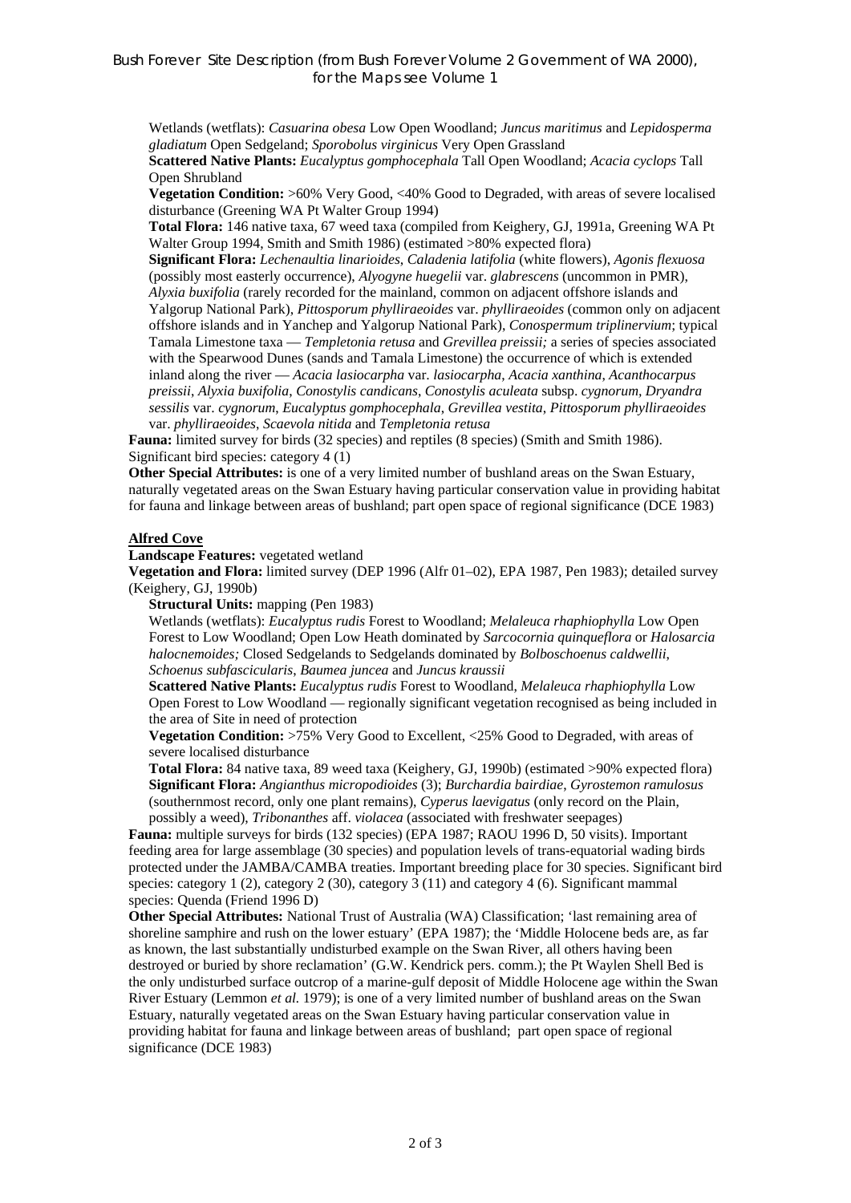Wetlands (wetflats): *Casuarina obesa* Low Open Woodland; *Juncus maritimus* and *Lepidosperma gladiatum* Open Sedgeland; *Sporobolus virginicus* Very Open Grassland

**Scattered Native Plants:** *Eucalyptus gomphocephala* Tall Open Woodland; *Acacia cyclops* Tall Open Shrubland

**Vegetation Condition:** >60% Very Good, <40% Good to Degraded, with areas of severe localised disturbance (Greening WA Pt Walter Group 1994)

**Total Flora:** 146 native taxa, 67 weed taxa (compiled from Keighery, GJ, 1991a, Greening WA Pt Walter Group 1994, Smith and Smith 1986) (estimated >80% expected flora)

**Significant Flora:** *Lechenaultia linarioides*, *Caladenia latifolia* (white flowers), *Agonis flexuosa* (possibly most easterly occurrence), *Alyogyne huegelii* var. *glabrescens* (uncommon in PMR), *Alyxia buxifolia* (rarely recorded for the mainland, common on adjacent offshore islands and Yalgorup National Park), *Pittosporum phylliraeoides* var. *phylliraeoides* (common only on adjacent offshore islands and in Yanchep and Yalgorup National Park), *Conospermum triplinervium*; typical Tamala Limestone taxa — *Templetonia retusa* and *Grevillea preissii;* a series of species associated with the Spearwood Dunes (sands and Tamala Limestone) the occurrence of which is extended inland along the river — *Acacia lasiocarpha* var. *lasiocarpha*, *Acacia xanthina*, *Acanthocarpus preissii*, *Alyxia buxifolia*, *Conostylis candicans*, *Conostylis aculeata* subsp. *cygnorum*, *Dryandra sessilis* var. *cygnorum*, *Eucalyptus gomphocephala*, *Grevillea vestita*, *Pittosporum phylliraeoides* var. *phylliraeoides*, *Scaevola nitida* and *Templetonia retusa*

**Fauna:** limited survey for birds (32 species) and reptiles (8 species) (Smith and Smith 1986). Significant bird species: category 4 (1)

**Other Special Attributes:** is one of a very limited number of bushland areas on the Swan Estuary, naturally vegetated areas on the Swan Estuary having particular conservation value in providing habitat for fauna and linkage between areas of bushland; part open space of regional significance (DCE 1983)

## **Alfred Cove**

**Landscape Features:** vegetated wetland

**Vegetation and Flora:** limited survey (DEP 1996 (Alfr 01–02), EPA 1987, Pen 1983); detailed survey (Keighery, GJ, 1990b)

**Structural Units:** mapping (Pen 1983)

Wetlands (wetflats): *Eucalyptus rudis* Forest to Woodland; *Melaleuca rhaphiophylla* Low Open Forest to Low Woodland; Open Low Heath dominated by *Sarcocornia quinqueflora* or *Halosarcia halocnemoides;* Closed Sedgelands to Sedgelands dominated by *Bolboschoenus caldwellii*, *Schoenus subfascicularis*, *Baumea juncea* and *Juncus kraussii*

**Scattered Native Plants:** *Eucalyptus rudis* Forest to Woodland, *Melaleuca rhaphiophylla* Low Open Forest to Low Woodland — regionally significant vegetation recognised as being included in the area of Site in need of protection

**Vegetation Condition:** >75% Very Good to Excellent, <25% Good to Degraded, with areas of severe localised disturbance

**Total Flora:** 84 native taxa, 89 weed taxa (Keighery, GJ, 1990b) (estimated >90% expected flora)

**Significant Flora:** *Angianthus micropodioides* (3); *Burchardia bairdiae*, *Gyrostemon ramulosus* (southernmost record, only one plant remains), *Cyperus laevigatus* (only record on the Plain, possibly a weed), *Tribonanthes* aff. *violacea* (associated with freshwater seepages)

**Fauna:** multiple surveys for birds (132 species) (EPA 1987; RAOU 1996 D, 50 visits). Important feeding area for large assemblage (30 species) and population levels of trans-equatorial wading birds protected under the JAMBA/CAMBA treaties. Important breeding place for 30 species. Significant bird species: category 1 (2), category 2 (30), category 3 (11) and category 4 (6). Significant mammal species: Quenda (Friend 1996 D)

**Other Special Attributes:** National Trust of Australia (WA) Classification; 'last remaining area of shoreline samphire and rush on the lower estuary' (EPA 1987); the 'Middle Holocene beds are, as far as known, the last substantially undisturbed example on the Swan River, all others having been destroyed or buried by shore reclamation' (G.W. Kendrick pers. comm.); the Pt Waylen Shell Bed is the only undisturbed surface outcrop of a marine-gulf deposit of Middle Holocene age within the Swan River Estuary (Lemmon *et al.* 1979); is one of a very limited number of bushland areas on the Swan Estuary, naturally vegetated areas on the Swan Estuary having particular conservation value in providing habitat for fauna and linkage between areas of bushland; part open space of regional significance (DCE 1983)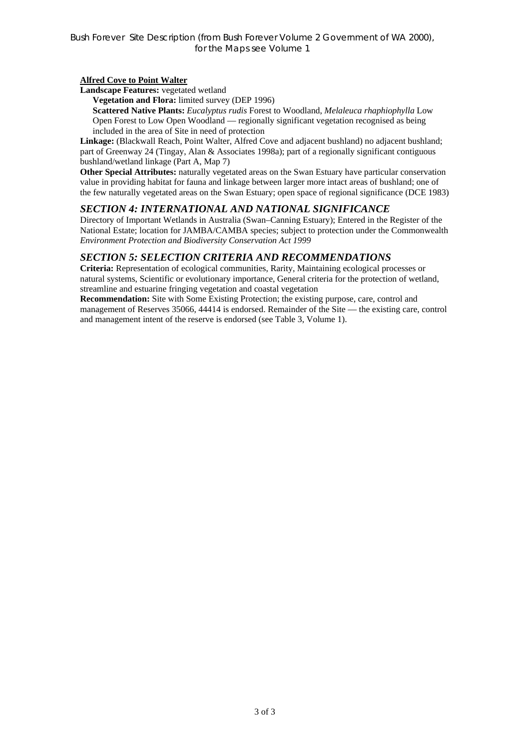**Alfred Cove to Point Walter**

**Landscape Features:** vegetated wetland

**Vegetation and Flora:** limited survey (DEP 1996)

**Scattered Native Plants:** *Eucalyptus rudis* Forest to Woodland, *Melaleuca rhaphiophylla* Low Open Forest to Low Open Woodland — regionally significant vegetation recognised as being included in the area of Site in need of protection

**Linkage:** (Blackwall Reach, Point Walter, Alfred Cove and adjacent bushland) no adjacent bushland; part of Greenway 24 (Tingay, Alan & Associates 1998a); part of a regionally significant contiguous bushland/wetland linkage (Part A, Map 7)

**Other Special Attributes:** naturally vegetated areas on the Swan Estuary have particular conservation value in providing habitat for fauna and linkage between larger more intact areas of bushland; one of the few naturally vegetated areas on the Swan Estuary; open space of regional significance (DCE 1983)

## *SECTION 4: INTERNATIONAL AND NATIONAL SIGNIFICANCE*

Directory of Important Wetlands in Australia (Swan–Canning Estuary); Entered in the Register of the National Estate; location for JAMBA/CAMBA species; subject to protection under the Commonwealth *Environment Protection and Biodiversity Conservation Act 1999*

## *SECTION 5: SELECTION CRITERIA AND RECOMMENDATIONS*

**Criteria:** Representation of ecological communities, Rarity, Maintaining ecological processes or natural systems, Scientific or evolutionary importance, General criteria for the protection of wetland, streamline and estuarine fringing vegetation and coastal vegetation

**Recommendation:** Site with Some Existing Protection; the existing purpose, care, control and management of Reserves 35066, 44414 is endorsed. Remainder of the Site — the existing care, control and management intent of the reserve is endorsed (see Table 3, Volume 1).